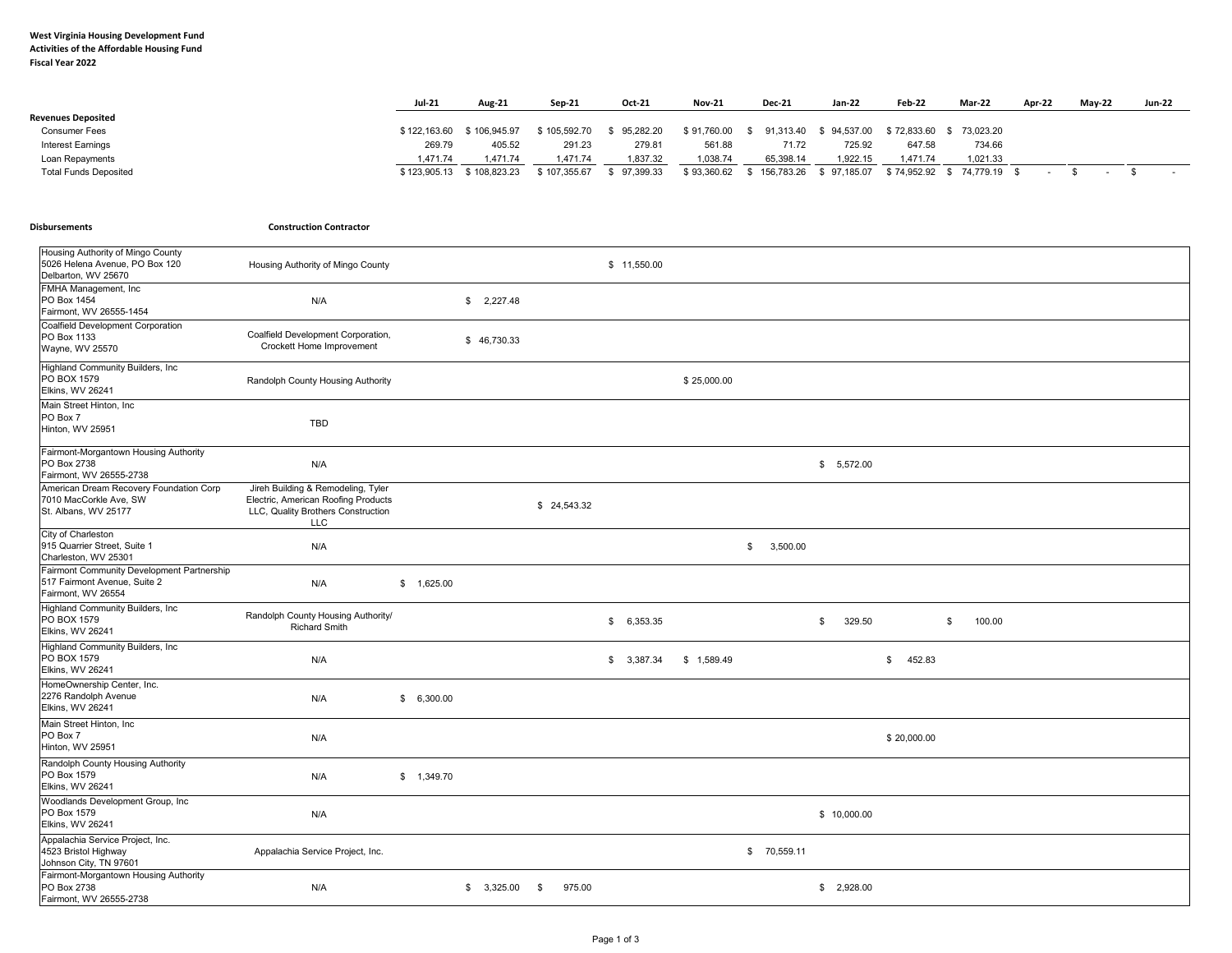**West Virginia Housing Development Fund**
**Activities of the Affordable Housing Fund**
**Fiscal Year 2022**

| | Jul-21 | Aug-21 | Sep-21 | Oct-21 | Nov-21 | Dec-21 | Jan-22 | Feb-22 | Mar-22 | Apr-22 | May-22 | Jun-22 |
|---|---|---|---|---|---|---|---|---|---|---|---|---|
| **Revenues Deposited** | | | | | | | | | | | | |
| Consumer Fees | $ 122,163.60 | $ 106,945.97 | $ 105,592.70 | $ 95,282.20 | $ 91,760.00 | $ 91,313.40 | $ 94,537.00 | $ 72,833.60 | $ 73,023.20 | | | |
| Interest Earnings | 269.79 | 405.52 | 291.23 | 279.81 | 561.88 | 71.72 | 725.92 | 647.58 | 734.66 | | | |
| Loan Repayments | 1,471.74 | 1,471.74 | 1,471.74 | 1,837.32 | 1,038.74 | 65,398.14 | 1,922.15 | 1,471.74 | 1,021.33 | | | |
| Total Funds Deposited | $ 123,905.13 | $ 108,823.23 | $ 107,355.67 | $ 97,399.33 | $ 93,360.62 | $ 156,783.26 | $ 97,185.07 | $ 74,952.92 | $ 74,779.19 | $ - | $ - | $ - |

| **Disbursements** | **Construction Contractor** | Jul-21 | Aug-21 | Sep-21 | Oct-21 | Nov-21 | Dec-21 | Jan-22 | Feb-22 | Mar-22 | Apr-22 | May-22 | Jun-22 |
|---|---|---|---|---|---|---|---|---|---|---|---|---|---|
| Housing Authority of Mingo County, 5026 Helena Avenue, PO Box 120, Delbarton, WV 25670 | Housing Authority of Mingo County | | | | $ 11,550.00 | | | | | | | | |
| FMHA Management, Inc, PO Box 1454, Fairmont, WV 26555-1454 | N/A | | $ 2,227.48 | | | | | | | | | | |
| Coalfield Development Corporation, PO Box 1133, Wayne, WV 25570 | Coalfield Development Corporation, Crockett Home Improvement | | $ 46,730.33 | | | | | | | | | | |
| Highland Community Builders, Inc, PO BOX 1579, Elkins, WV 26241 | Randolph County Housing Authority | | | | | $ 25,000.00 | | | | | | | |
| Main Street Hinton, Inc, PO Box 7, Hinton, WV 25951 | TBD | | | | | | | | | | | | |
| Fairmont-Morgantown Housing Authority, PO Box 2738, Fairmont, WV 26555-2738 | N/A | | | | | | | $ 5,572.00 | | | | | |
| American Dream Recovery Foundation Corp, 7010 MacCorkle Ave, SW, St. Albans, WV 25177 | Jireh Building & Remodeling, Tyler Electric, American Roofing Products LLC, Quality Brothers Construction LLC | | | $ 24,543.32 | | | | | | | | | |
| City of Charleston, 915 Quarrier Street, Suite 1, Charleston, WV 25301 | N/A | | | | | | $ 3,500.00 | | | | | | |
| Fairmont Community Development Partnership, 517 Fairmont Avenue, Suite 2, Fairmont, WV 26554 | N/A | $ 1,625.00 | | | | | | | | | | | |
| Highland Community Builders, Inc, PO BOX 1579, Elkins, WV 26241 | Randolph County Housing Authority/ Richard Smith | | | | $ 6,353.35 | | | $ 329.50 | | $ 100.00 | | | |
| Highland Community Builders, Inc, PO BOX 1579, Elkins, WV 26241 | N/A | | | | $ 3,387.34 | $ 1,589.49 | | | $ 452.83 | | | | |
| HomeOwnership Center, Inc., 2276 Randolph Avenue, Elkins, WV 26241 | N/A | $ 6,300.00 | | | | | | | | | | | |
| Main Street Hinton, Inc, PO Box 7, Hinton, WV 25951 | N/A | | | | | | | | $ 20,000.00 | | | | |
| Randolph County Housing Authority, PO Box 1579, Elkins, WV 26241 | N/A | $ 1,349.70 | | | | | | | | | | | |
| Woodlands Development Group, Inc, PO Box 1579, Elkins, WV 26241 | N/A | | | | | | | $ 10,000.00 | | | | | |
| Appalachia Service Project, Inc., 4523 Bristol Highway, Johnson City, TN 97601 | Appalachia Service Project, Inc. | | | | | | $ 70,559.11 | | | | | | |
| Fairmont-Morgantown Housing Authority, PO Box 2738, Fairmont, WV 26555-2738 | N/A | | $ 3,325.00 | $ 975.00 | | | | $ 2,928.00 | | | | | |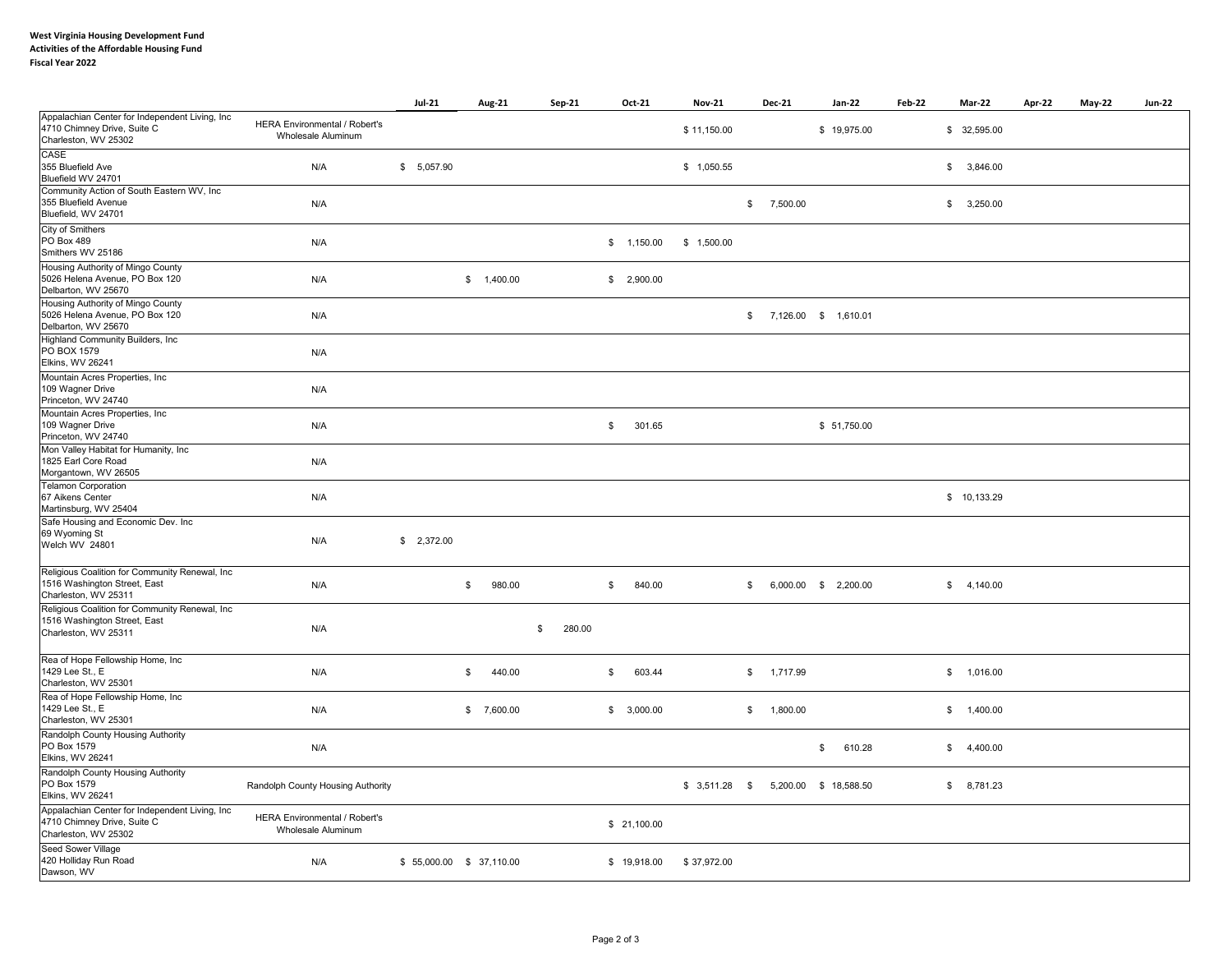**West Virginia Housing Development Fund**
**Activities of the Affordable Housing Fund**
**Fiscal Year 2022**

| | | Jul-21 | Aug-21 | Sep-21 | Oct-21 | Nov-21 | Dec-21 | Jan-22 | Feb-22 | Mar-22 | Apr-22 | May-22 | Jun-22 |
|---|---|---|---|---|---|---|---|---|---|---|---|---|---|
| Appalachian Center for Independent Living, Inc 4710 Chimney Drive, Suite C Charleston, WV 25302 | HERA Environmental / Robert's Wholesale Aluminum | | | | | $ 11,150.00 | | $ 19,975.00 | | $ 32,595.00 | | | |
| CASE 355 Bluefield Ave Bluefield WV 24701 | N/A | $ 5,057.90 | | | | $ 1,050.55 | | | | $ 3,846.00 | | | |
| Community Action of South Eastern WV, Inc 355 Bluefield Avenue Bluefield, WV 24701 | N/A | | | | | | $ 7,500.00 | | | $ 3,250.00 | | | |
| City of Smithers PO Box 489 Smithers WV 25186 | N/A | | | | $ 1,150.00 | $ 1,500.00 | | | | | | | |
| Housing Authority of Mingo County 5026 Helena Avenue, PO Box 120 Delbarton, WV 25670 | N/A | | $ 1,400.00 | | $ 2,900.00 | | | | | | | | |
| Housing Authority of Mingo County 5026 Helena Avenue, PO Box 120 Delbarton, WV 25670 | N/A | | | | | | $ 7,126.00 | $ 1,610.01 | | | | | |
| Highland Community Builders, Inc PO BOX 1579 Elkins, WV 26241 | N/A | | | | | | | | | | | | |
| Mountain Acres Properties, Inc 109 Wagner Drive Princeton, WV 24740 | N/A | | | | | | | | | | | | |
| Mountain Acres Properties, Inc 109 Wagner Drive Princeton, WV 24740 | N/A | | | | $ 301.65 | | | $ 51,750.00 | | | | | |
| Mon Valley Habitat for Humanity, Inc 1825 Earl Core Road Morgantown, WV 26505 | N/A | | | | | | | | | | | | |
| Telamon Corporation 67 Aikens Center Martinsburg, WV 25404 | N/A | | | | | | | | | $ 10,133.29 | | | |
| Safe Housing and Economic Dev. Inc 69 Wyoming St Welch WV 24801 | N/A | $ 2,372.00 | | | | | | | | | | | |
| Religious Coalition for Community Renewal, Inc 1516 Washington Street, East Charleston, WV 25311 | N/A | | $ 980.00 | | $ 840.00 | | $ 6,000.00 | $ 2,200.00 | | $ 4,140.00 | | | |
| Religious Coalition for Community Renewal, Inc 1516 Washington Street, East Charleston, WV 25311 | N/A | | | $ 280.00 | | | | | | | | | |
| Rea of Hope Fellowship Home, Inc 1429 Lee St., E Charleston, WV 25301 | N/A | | $ 440.00 | | $ 603.44 | | $ 1,717.99 | | | $ 1,016.00 | | | |
| Rea of Hope Fellowship Home, Inc 1429 Lee St., E Charleston, WV 25301 | N/A | | $ 7,600.00 | | $ 3,000.00 | | $ 1,800.00 | | | $ 1,400.00 | | | |
| Randolph County Housing Authority PO Box 1579 Elkins, WV 26241 | N/A | | | | | | | $ 610.28 | | $ 4,400.00 | | | |
| Randolph County Housing Authority PO Box 1579 Elkins, WV 26241 | Randolph County Housing Authority | | | | | $ 3,511.28 | $ 5,200.00 | $ 18,588.50 | | $ 8,781.23 | | | |
| Appalachian Center for Independent Living, Inc 4710 Chimney Drive, Suite C Charleston, WV 25302 | HERA Environmental / Robert's Wholesale Aluminum | | | | $ 21,100.00 | | | | | | | | |
| Seed Sower Village 420 Holliday Run Road Dawson, WV | N/A | $ 55,000.00 | $ 37,110.00 | | $ 19,918.00 | $ 37,972.00 | | | | | | | |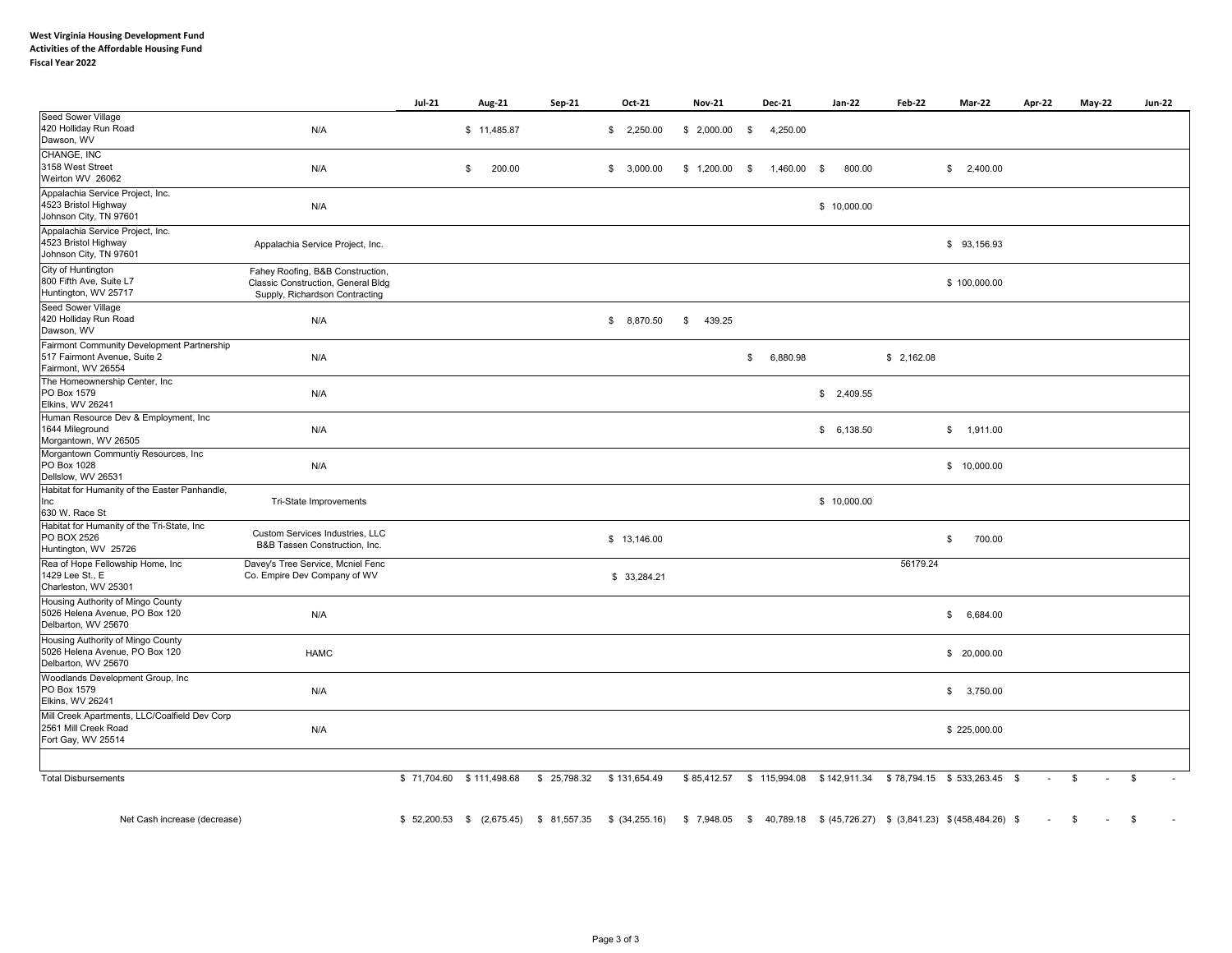**West Virginia Housing Development Fund**
**Activities of the Affordable Housing Fund**
**Fiscal Year 2022**

| | | Jul-21 | Aug-21 | Sep-21 | Oct-21 | Nov-21 | Dec-21 | Jan-22 | Feb-22 | Mar-22 | Apr-22 | May-22 | Jun-22 |
|---|---|---|---|---|---|---|---|---|---|---|---|---|---|
| Seed Sower Village<br>420 Holliday Run Road<br>Dawson, WV | N/A | | $ 11,485.87 | | $ 2,250.00 | $ 2,000.00 | $ 4,250.00 | | | | | | |
| CHANGE, INC<br>3158 West Street<br>Weirton WV 26062 | N/A | | $ 200.00 | | $ 3,000.00 | $ 1,200.00 | $ 1,460.00 | $ 800.00 | | $ 2,400.00 | | | |
| Appalachia Service Project, Inc.<br>4523 Bristol Highway<br>Johnson City, TN 97601 | N/A | | | | | | | $ 10,000.00 | | | | | |
| Appalachia Service Project, Inc.<br>4523 Bristol Highway<br>Johnson City, TN 97601 | Appalachia Service Project, Inc. | | | | | | | | | $ 93,156.93 | | | |
| City of Huntington<br>800 Fifth Ave, Suite L7<br>Huntington, WV 25717 | Fahey Roofing, B&B Construction, Classic Construction, General Bldg Supply, Richardson Contracting | | | | | | | | | $ 100,000.00 | | | |
| Seed Sower Village<br>420 Holliday Run Road<br>Dawson, WV | N/A | | | | $ 8,870.50 | $ 439.25 | | | | | | | |
| Fairmont Community Development Partnership<br>517 Fairmont Avenue, Suite 2<br>Fairmont, WV 26554 | N/A | | | | | | $ 6,880.98 | | $ 2,162.08 | | | | |
| The Homeownership Center, Inc<br>PO Box 1579<br>Elkins, WV 26241 | N/A | | | | | | | $ 2,409.55 | | | | | |
| Human Resource Dev & Employment, Inc<br>1644 Mileground<br>Morgantown, WV 26505 | N/A | | | | | | | $ 6,138.50 | | $ 1,911.00 | | | |
| Morgantown Communtiy Resources, Inc<br>PO Box 1028<br>Dellslow, WV 26531 | N/A | | | | | | | | | $ 10,000.00 | | | |
| Habitat for Humanity of the Easter Panhandle, Inc<br>630 W. Race St | Tri-State Improvements | | | | | | | $ 10,000.00 | | | | | |
| Habitat for Humanity of the Tri-State, Inc<br>PO BOX 2526<br>Huntington, WV 25726 | Custom Services Industries, LLC<br>B&B Tassen Construction, Inc. | | | | $ 13,146.00 | | | | | $ 700.00 | | | |
| Rea of Hope Fellowship Home, Inc<br>1429 Lee St., E<br>Charleston, WV 25301 | Davey's Tree Service, Mcniel Fenc Co. Empire Dev Company of WV | | | | $ 33,284.21 | | | | 56179.24 | | | | |
| Housing Authority of Mingo County<br>5026 Helena Avenue, PO Box 120<br>Delbarton, WV 25670 | N/A | | | | | | | | | $ 6,684.00 | | | |
| Housing Authority of Mingo County<br>5026 Helena Avenue, PO Box 120<br>Delbarton, WV 25670 | HAMC | | | | | | | | | $ 20,000.00 | | | |
| Woodlands Development Group, Inc<br>PO Box 1579<br>Elkins, WV 26241 | N/A | | | | | | | | | $ 3,750.00 | | | |
| Mill Creek Apartments, LLC/Coalfield Dev Corp<br>2561 Mill Creek Road<br>Fort Gay, WV 25514 | N/A | | | | | | | | | $ 225,000.00 | | | |
| Total Disbursements | | $ 71,704.60 | $ 111,498.68 | $ 25,798.32 | $ 131,654.49 | $ 85,412.57 | $ 115,994.08 | $ 142,911.34 | $ 78,794.15 | $ 533,263.45 | $ - | $ - | $ - |
| Net Cash increase (decrease) | | $ 52,200.53 | $ (2,675.45) | $ 81,557.35 | $ (34,255.16) | $ 7,948.05 | $ 40,789.18 | $ (45,726.27) | $ (3,841.23) | $ (458,484.26) | $ - | $ - | $ - |